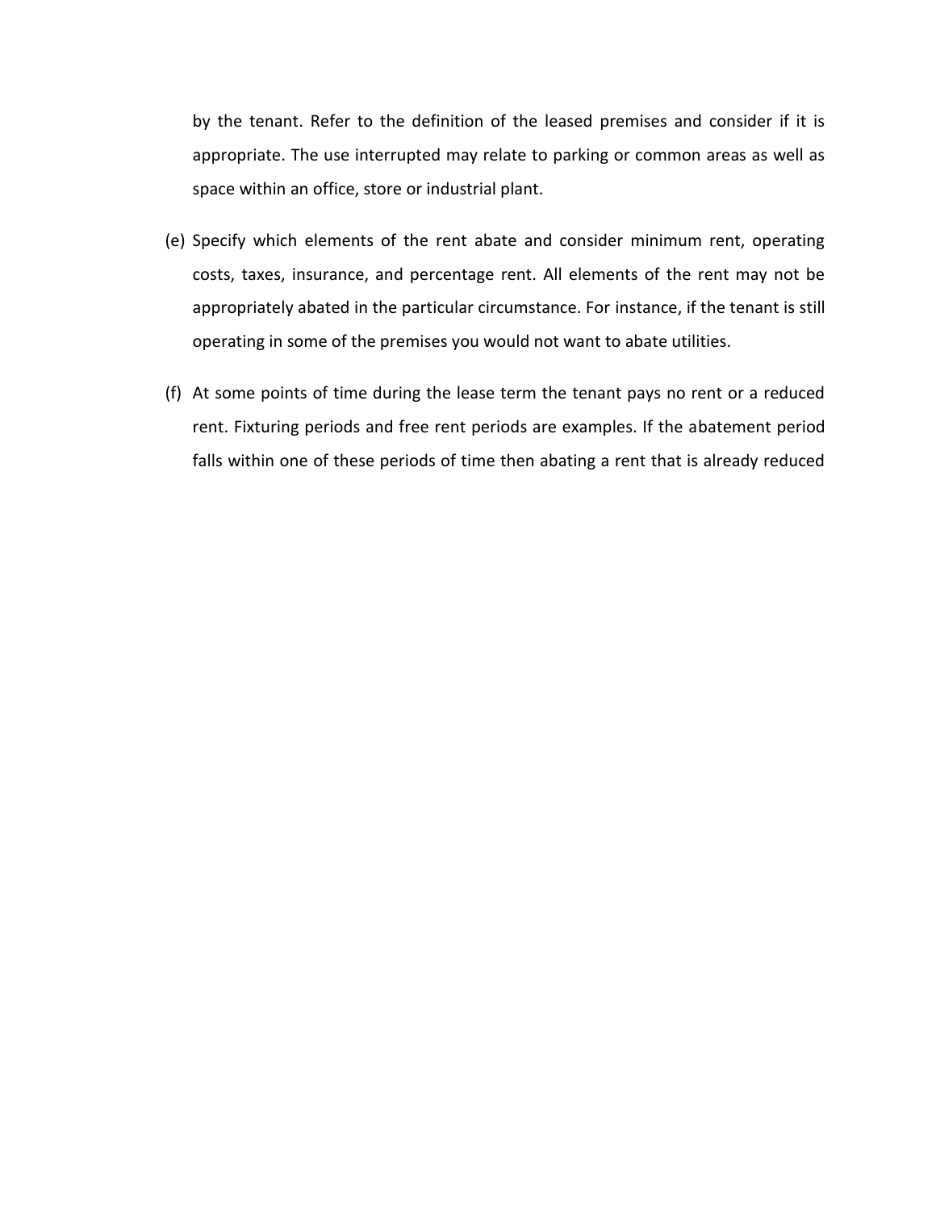by the tenant. Refer to the definition of the leased premises and consider if it is appropriate. The use interrupted may relate to parking or common areas as well as space within an office, store or industrial plant.

(e) Specify which elements of the rent abate and consider minimum rent, operating costs, taxes, insurance, and percentage rent. All elements of the rent may not be appropriately abated in the particular circumstance. For instance, if the tenant is still operating in some of the premises you would not want to abate utilities.

(f) At some points of time during the lease term the tenant pays no rent or a reduced rent. Fixturing periods and free rent periods are examples. If the abatement period falls within one of these periods of time then abating a rent that is already reduced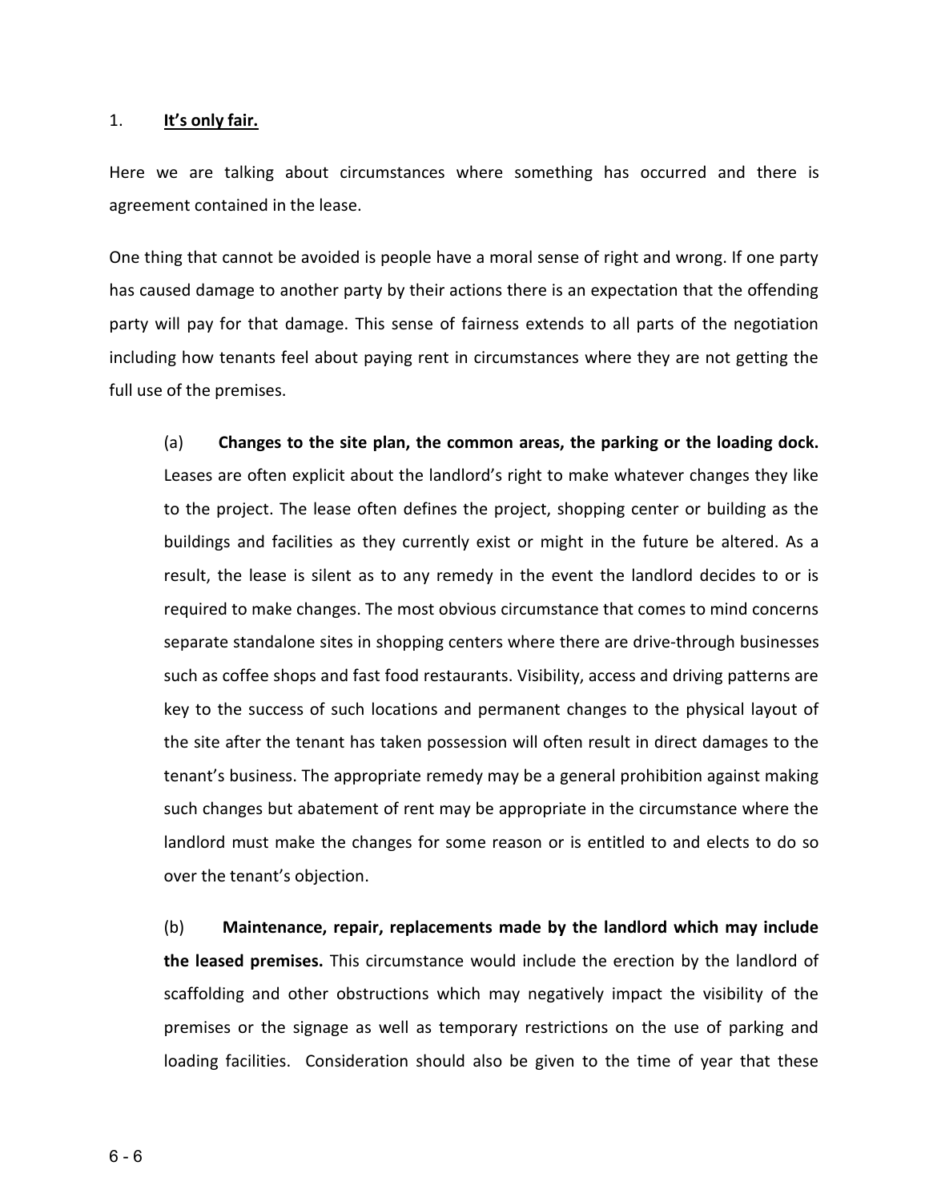1. **It's only fair.**

Here we are talking about circumstances where something has occurred and there is agreement contained in the lease.

One thing that cannot be avoided is people have a moral sense of right and wrong. If one party has caused damage to another party by their actions there is an expectation that the offending party will pay for that damage. This sense of fairness extends to all parts of the negotiation including how tenants feel about paying rent in circumstances where they are not getting the full use of the premises.

(a) **Changes to the site plan, the common areas, the parking or the loading dock.** Leases are often explicit about the landlord's right to make whatever changes they like to the project. The lease often defines the project, shopping center or building as the buildings and facilities as they currently exist or might in the future be altered. As a result, the lease is silent as to any remedy in the event the landlord decides to or is required to make changes. The most obvious circumstance that comes to mind concerns separate standalone sites in shopping centers where there are drive-through businesses such as coffee shops and fast food restaurants. Visibility, access and driving patterns are key to the success of such locations and permanent changes to the physical layout of the site after the tenant has taken possession will often result in direct damages to the tenant's business. The appropriate remedy may be a general prohibition against making such changes but abatement of rent may be appropriate in the circumstance where the landlord must make the changes for some reason or is entitled to and elects to do so over the tenant's objection.

(b) **Maintenance, repair, replacements made by the landlord which may include the leased premises.** This circumstance would include the erection by the landlord of scaffolding and other obstructions which may negatively impact the visibility of the premises or the signage as well as temporary restrictions on the use of parking and loading facilities. Consideration should also be given to the time of year that these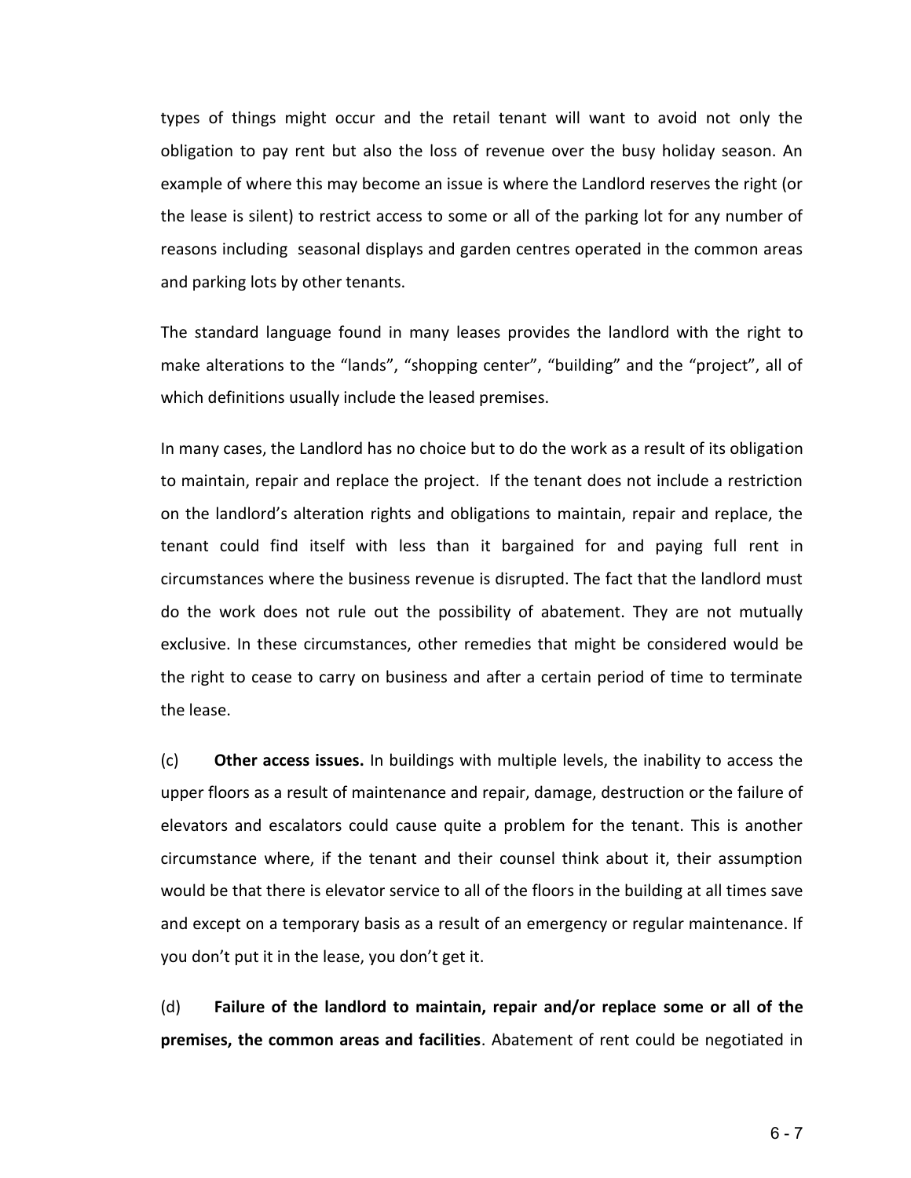types of things might occur and the retail tenant will want to avoid not only the obligation to pay rent but also the loss of revenue over the busy holiday season. An example of where this may become an issue is where the Landlord reserves the right (or the lease is silent) to restrict access to some or all of the parking lot for any number of reasons including seasonal displays and garden centres operated in the common areas and parking lots by other tenants.

The standard language found in many leases provides the landlord with the right to make alterations to the "lands", "shopping center", "building" and the "project", all of which definitions usually include the leased premises.

In many cases, the Landlord has no choice but to do the work as a result of its obligation to maintain, repair and replace the project. If the tenant does not include a restriction on the landlord's alteration rights and obligations to maintain, repair and replace, the tenant could find itself with less than it bargained for and paying full rent in circumstances where the business revenue is disrupted. The fact that the landlord must do the work does not rule out the possibility of abatement. They are not mutually exclusive. In these circumstances, other remedies that might be considered would be the right to cease to carry on business and after a certain period of time to terminate the lease.

(c) **Other access issues.** In buildings with multiple levels, the inability to access the upper floors as a result of maintenance and repair, damage, destruction or the failure of elevators and escalators could cause quite a problem for the tenant. This is another circumstance where, if the tenant and their counsel think about it, their assumption would be that there is elevator service to all of the floors in the building at all times save and except on a temporary basis as a result of an emergency or regular maintenance. If you don't put it in the lease, you don't get it.

(d) **Failure of the landlord to maintain, repair and/or replace some or all of the premises, the common areas and facilities**. Abatement of rent could be negotiated in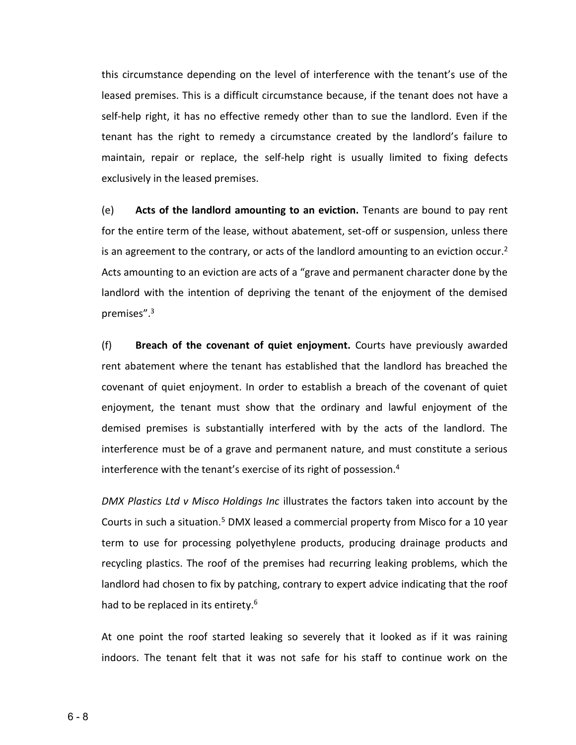this circumstance depending on the level of interference with the tenant's use of the leased premises. This is a difficult circumstance because, if the tenant does not have a self-help right, it has no effective remedy other than to sue the landlord. Even if the tenant has the right to remedy a circumstance created by the landlord's failure to maintain, repair or replace, the self-help right is usually limited to fixing defects exclusively in the leased premises.

(e) **Acts of the landlord amounting to an eviction.** Tenants are bound to pay rent for the entire term of the lease, without abatement, set-off or suspension, unless there is an agreement to the contrary, or acts of the landlord amounting to an eviction occur.[2] Acts amounting to an eviction are acts of a "grave and permanent character done by the landlord with the intention of depriving the tenant of the enjoyment of the demised premises".[3]

(f) **Breach of the covenant of quiet enjoyment.** Courts have previously awarded rent abatement where the tenant has established that the landlord has breached the covenant of quiet enjoyment. In order to establish a breach of the covenant of quiet enjoyment, the tenant must show that the ordinary and lawful enjoyment of the demised premises is substantially interfered with by the acts of the landlord. The interference must be of a grave and permanent nature, and must constitute a serious interference with the tenant's exercise of its right of possession.[4]

*DMX Plastics Ltd v Misco Holdings Inc* illustrates the factors taken into account by the Courts in such a situation.[5] DMX leased a commercial property from Misco for a 10 year term to use for processing polyethylene products, producing drainage products and recycling plastics. The roof of the premises had recurring leaking problems, which the landlord had chosen to fix by patching, contrary to expert advice indicating that the roof had to be replaced in its entirety.[6]

At one point the roof started leaking so severely that it looked as if it was raining indoors. The tenant felt that it was not safe for his staff to continue work on the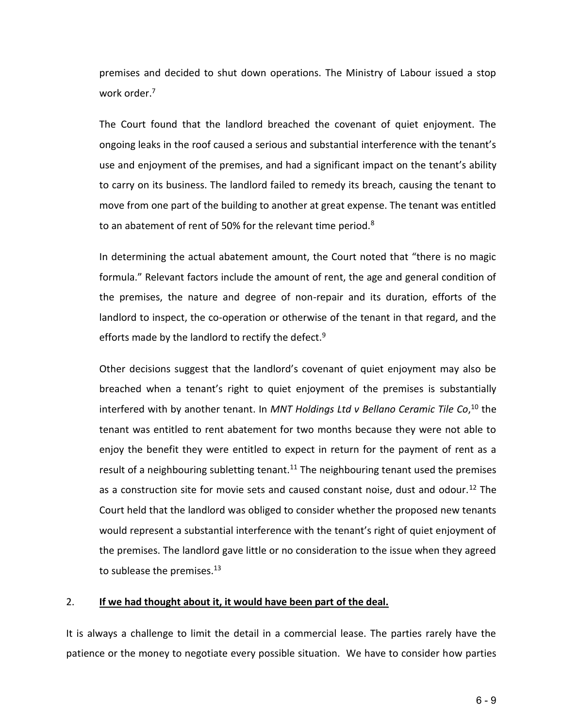premises and decided to shut down operations. The Ministry of Labour issued a stop work order.[7]

The Court found that the landlord breached the covenant of quiet enjoyment. The ongoing leaks in the roof caused a serious and substantial interference with the tenant's use and enjoyment of the premises, and had a significant impact on the tenant's ability to carry on its business. The landlord failed to remedy its breach, causing the tenant to move from one part of the building to another at great expense. The tenant was entitled to an abatement of rent of 50% for the relevant time period.[8]

In determining the actual abatement amount, the Court noted that "there is no magic formula." Relevant factors include the amount of rent, the age and general condition of the premises, the nature and degree of non-repair and its duration, efforts of the landlord to inspect, the co-operation or otherwise of the tenant in that regard, and the efforts made by the landlord to rectify the defect.[9]

Other decisions suggest that the landlord's covenant of quiet enjoyment may also be breached when a tenant's right to quiet enjoyment of the premises is substantially interfered with by another tenant. In *MNT Holdings Ltd v Bellano Ceramic Tile Co*,[10] the tenant was entitled to rent abatement for two months because they were not able to enjoy the benefit they were entitled to expect in return for the payment of rent as a result of a neighbouring subletting tenant.[11] The neighbouring tenant used the premises as a construction site for movie sets and caused constant noise, dust and odour.[12] The Court held that the landlord was obliged to consider whether the proposed new tenants would represent a substantial interference with the tenant's right of quiet enjoyment of the premises. The landlord gave little or no consideration to the issue when they agreed to sublease the premises.[13]

## 2. **<u>If we had thought about it, it would have been part of the deal.</u>**

It is always a challenge to limit the detail in a commercial lease. The parties rarely have the patience or the money to negotiate every possible situation. We have to consider how parties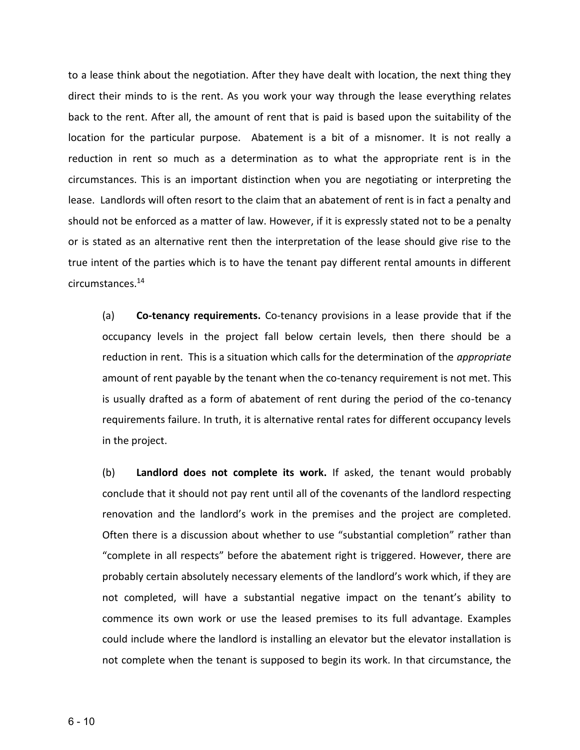to a lease think about the negotiation. After they have dealt with location, the next thing they direct their minds to is the rent. As you work your way through the lease everything relates back to the rent. After all, the amount of rent that is paid is based upon the suitability of the location for the particular purpose. Abatement is a bit of a misnomer. It is not really a reduction in rent so much as a determination as to what the appropriate rent is in the circumstances. This is an important distinction when you are negotiating or interpreting the lease. Landlords will often resort to the claim that an abatement of rent is in fact a penalty and should not be enforced as a matter of law. However, if it is expressly stated not to be a penalty or is stated as an alternative rent then the interpretation of the lease should give rise to the true intent of the parties which is to have the tenant pay different rental amounts in different circumstances.[14]

(a) **Co-tenancy requirements.** Co-tenancy provisions in a lease provide that if the occupancy levels in the project fall below certain levels, then there should be a reduction in rent. This is a situation which calls for the determination of the *appropriate* amount of rent payable by the tenant when the co-tenancy requirement is not met. This is usually drafted as a form of abatement of rent during the period of the co-tenancy requirements failure. In truth, it is alternative rental rates for different occupancy levels in the project.

(b) **Landlord does not complete its work.** If asked, the tenant would probably conclude that it should not pay rent until all of the covenants of the landlord respecting renovation and the landlord's work in the premises and the project are completed. Often there is a discussion about whether to use "substantial completion" rather than "complete in all respects" before the abatement right is triggered. However, there are probably certain absolutely necessary elements of the landlord's work which, if they are not completed, will have a substantial negative impact on the tenant's ability to commence its own work or use the leased premises to its full advantage. Examples could include where the landlord is installing an elevator but the elevator installation is not complete when the tenant is supposed to begin its work. In that circumstance, the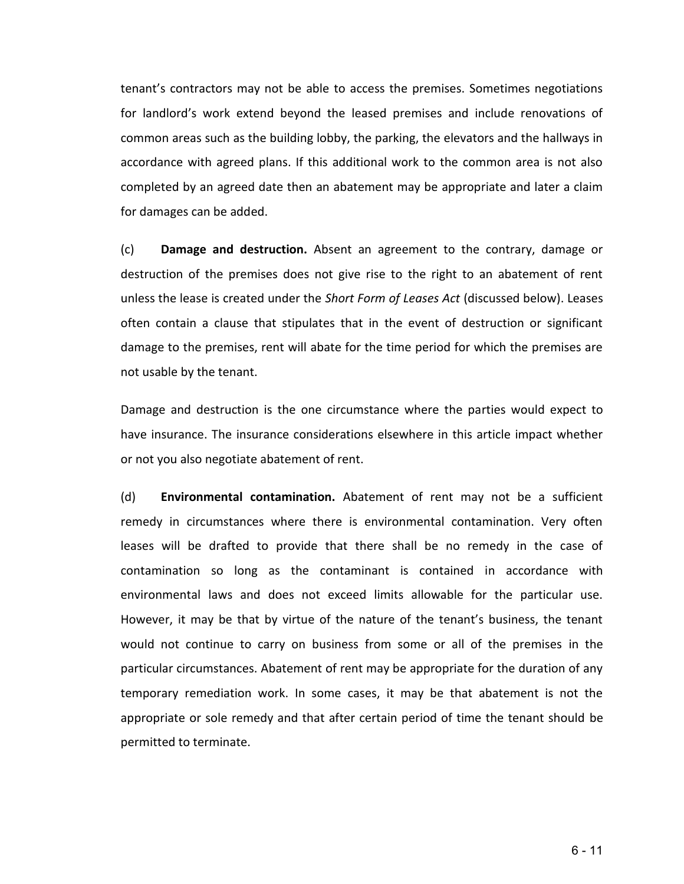tenant's contractors may not be able to access the premises. Sometimes negotiations for landlord's work extend beyond the leased premises and include renovations of common areas such as the building lobby, the parking, the elevators and the hallways in accordance with agreed plans. If this additional work to the common area is not also completed by an agreed date then an abatement may be appropriate and later a claim for damages can be added.

(c) **Damage and destruction.** Absent an agreement to the contrary, damage or destruction of the premises does not give rise to the right to an abatement of rent unless the lease is created under the *Short Form of Leases Act* (discussed below). Leases often contain a clause that stipulates that in the event of destruction or significant damage to the premises, rent will abate for the time period for which the premises are not usable by the tenant.

Damage and destruction is the one circumstance where the parties would expect to have insurance. The insurance considerations elsewhere in this article impact whether or not you also negotiate abatement of rent.

(d) **Environmental contamination.** Abatement of rent may not be a sufficient remedy in circumstances where there is environmental contamination. Very often leases will be drafted to provide that there shall be no remedy in the case of contamination so long as the contaminant is contained in accordance with environmental laws and does not exceed limits allowable for the particular use. However, it may be that by virtue of the nature of the tenant's business, the tenant would not continue to carry on business from some or all of the premises in the particular circumstances. Abatement of rent may be appropriate for the duration of any temporary remediation work. In some cases, it may be that abatement is not the appropriate or sole remedy and that after certain period of time the tenant should be permitted to terminate.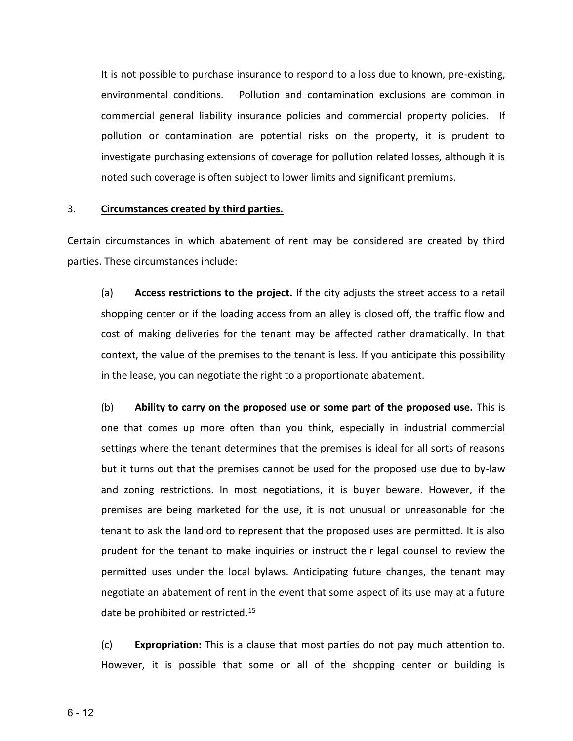It is not possible to purchase insurance to respond to a loss due to known, pre-existing, environmental conditions. Pollution and contamination exclusions are common in commercial general liability insurance policies and commercial property policies. If pollution or contamination are potential risks on the property, it is prudent to investigate purchasing extensions of coverage for pollution related losses, although it is noted such coverage is often subject to lower limits and significant premiums.

3. **Circumstances created by third parties.**

Certain circumstances in which abatement of rent may be considered are created by third parties. These circumstances include:

(a) **Access restrictions to the project.** If the city adjusts the street access to a retail shopping center or if the loading access from an alley is closed off, the traffic flow and cost of making deliveries for the tenant may be affected rather dramatically. In that context, the value of the premises to the tenant is less. If you anticipate this possibility in the lease, you can negotiate the right to a proportionate abatement.

(b) **Ability to carry on the proposed use or some part of the proposed use.** This is one that comes up more often than you think, especially in industrial commercial settings where the tenant determines that the premises is ideal for all sorts of reasons but it turns out that the premises cannot be used for the proposed use due to by-law and zoning restrictions. In most negotiations, it is buyer beware. However, if the premises are being marketed for the use, it is not unusual or unreasonable for the tenant to ask the landlord to represent that the proposed uses are permitted. It is also prudent for the tenant to make inquiries or instruct their legal counsel to review the permitted uses under the local bylaws. Anticipating future changes, the tenant may negotiate an abatement of rent in the event that some aspect of its use may at a future date be prohibited or restricted.[15]

(c) **Expropriation:** This is a clause that most parties do not pay much attention to. However, it is possible that some or all of the shopping center or building is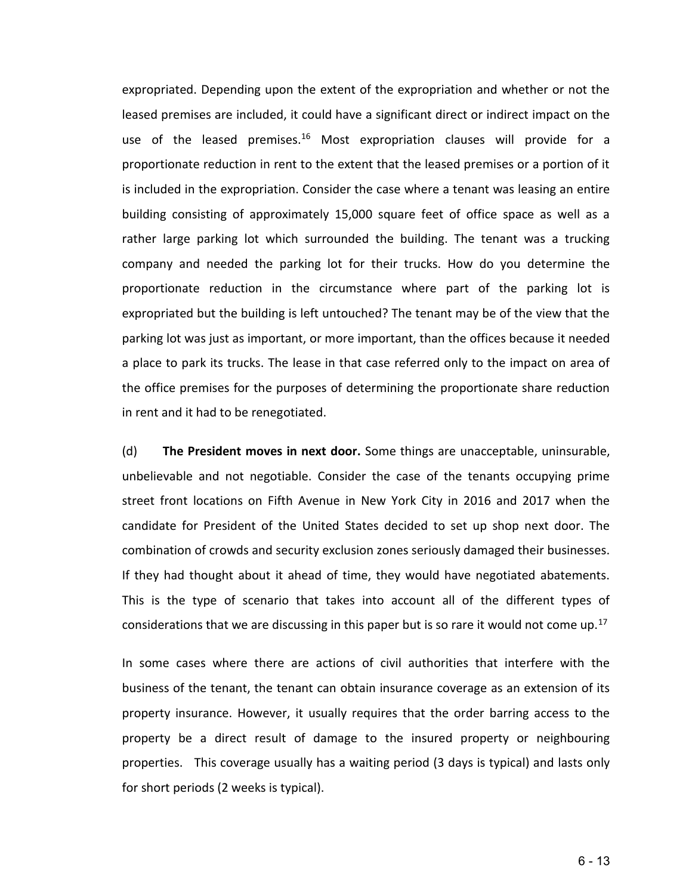expropriated. Depending upon the extent of the expropriation and whether or not the leased premises are included, it could have a significant direct or indirect impact on the use of the leased premises.[16] Most expropriation clauses will provide for a proportionate reduction in rent to the extent that the leased premises or a portion of it is included in the expropriation. Consider the case where a tenant was leasing an entire building consisting of approximately 15,000 square feet of office space as well as a rather large parking lot which surrounded the building. The tenant was a trucking company and needed the parking lot for their trucks. How do you determine the proportionate reduction in the circumstance where part of the parking lot is expropriated but the building is left untouched? The tenant may be of the view that the parking lot was just as important, or more important, than the offices because it needed a place to park its trucks. The lease in that case referred only to the impact on area of the office premises for the purposes of determining the proportionate share reduction in rent and it had to be renegotiated.

(d) **The President moves in next door.** Some things are unacceptable, uninsurable, unbelievable and not negotiable. Consider the case of the tenants occupying prime street front locations on Fifth Avenue in New York City in 2016 and 2017 when the candidate for President of the United States decided to set up shop next door. The combination of crowds and security exclusion zones seriously damaged their businesses. If they had thought about it ahead of time, they would have negotiated abatements. This is the type of scenario that takes into account all of the different types of considerations that we are discussing in this paper but is so rare it would not come up.[17]

In some cases where there are actions of civil authorities that interfere with the business of the tenant, the tenant can obtain insurance coverage as an extension of its property insurance. However, it usually requires that the order barring access to the property be a direct result of damage to the insured property or neighbouring properties. This coverage usually has a waiting period (3 days is typical) and lasts only for short periods (2 weeks is typical).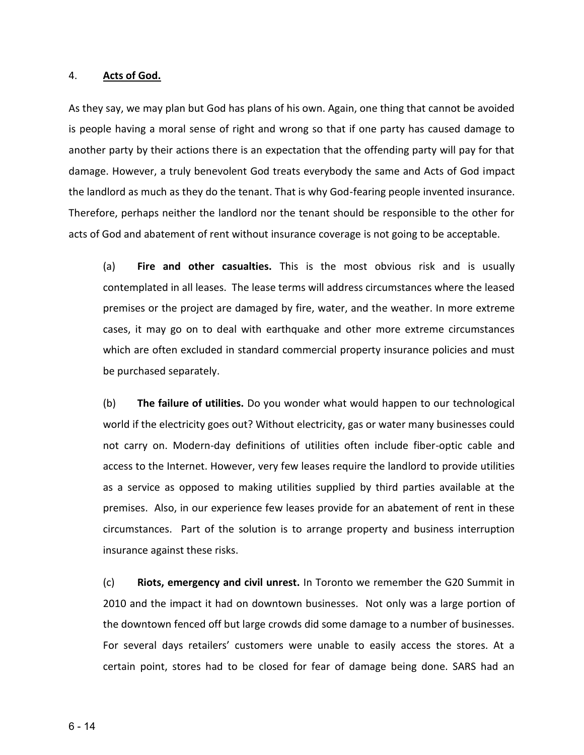4. **Acts of God.**

As they say, we may plan but God has plans of his own. Again, one thing that cannot be avoided is people having a moral sense of right and wrong so that if one party has caused damage to another party by their actions there is an expectation that the offending party will pay for that damage. However, a truly benevolent God treats everybody the same and Acts of God impact the landlord as much as they do the tenant. That is why God-fearing people invented insurance. Therefore, perhaps neither the landlord nor the tenant should be responsible to the other for acts of God and abatement of rent without insurance coverage is not going to be acceptable.

(a) **Fire and other casualties.** This is the most obvious risk and is usually contemplated in all leases. The lease terms will address circumstances where the leased premises or the project are damaged by fire, water, and the weather. In more extreme cases, it may go on to deal with earthquake and other more extreme circumstances which are often excluded in standard commercial property insurance policies and must be purchased separately.

(b) **The failure of utilities.** Do you wonder what would happen to our technological world if the electricity goes out? Without electricity, gas or water many businesses could not carry on. Modern-day definitions of utilities often include fiber-optic cable and access to the Internet. However, very few leases require the landlord to provide utilities as a service as opposed to making utilities supplied by third parties available at the premises. Also, in our experience few leases provide for an abatement of rent in these circumstances. Part of the solution is to arrange property and business interruption insurance against these risks.

(c) **Riots, emergency and civil unrest.** In Toronto we remember the G20 Summit in 2010 and the impact it had on downtown businesses. Not only was a large portion of the downtown fenced off but large crowds did some damage to a number of businesses. For several days retailers' customers were unable to easily access the stores. At a certain point, stores had to be closed for fear of damage being done. SARS had an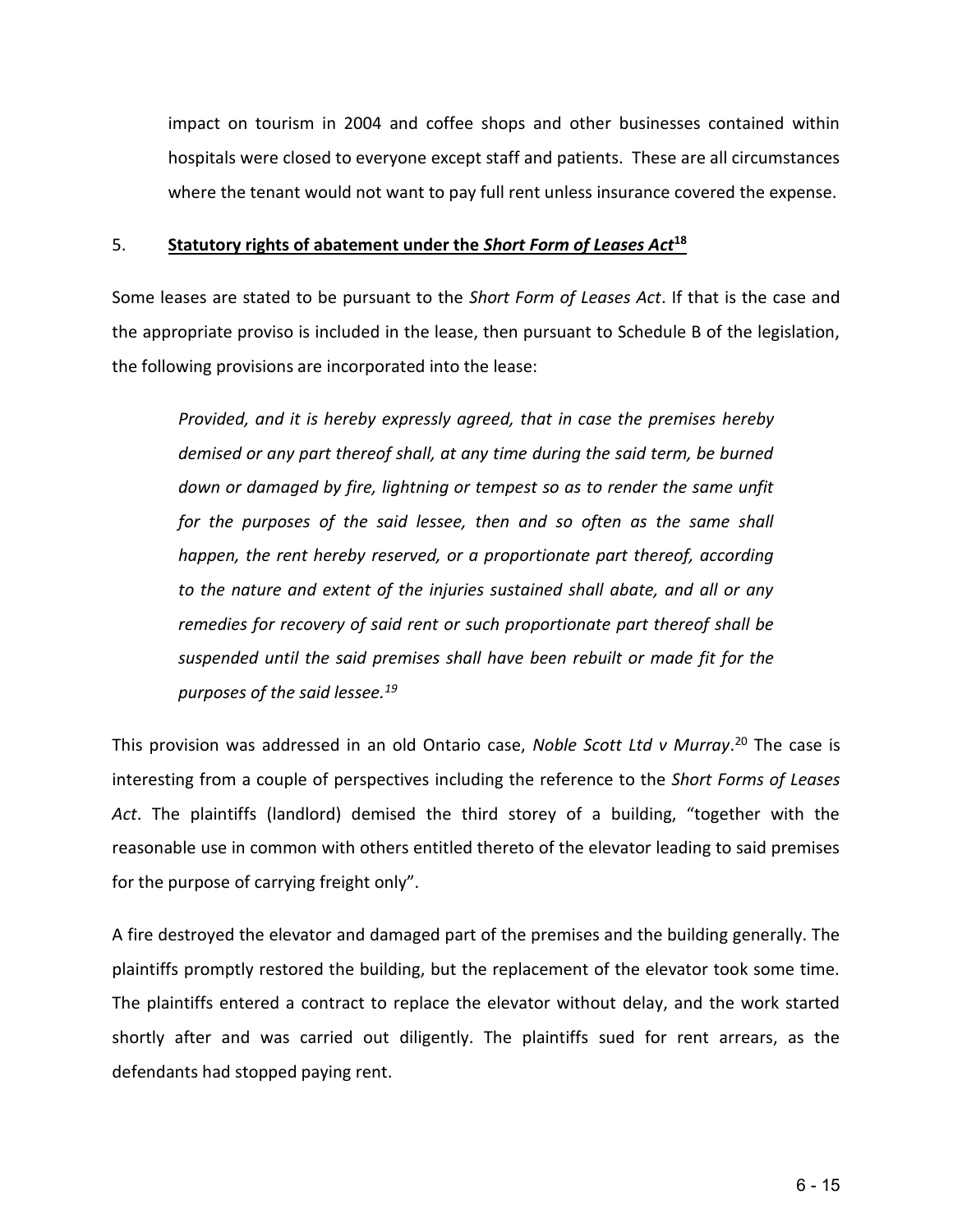impact on tourism in 2004 and coffee shops and other businesses contained within hospitals were closed to everyone except staff and patients. These are all circumstances where the tenant would not want to pay full rent unless insurance covered the expense.

## 5. **Statutory rights of abatement under the *Short Form of Leases Act*[18]**

Some leases are stated to be pursuant to the *Short Form of Leases Act*. If that is the case and the appropriate proviso is included in the lease, then pursuant to Schedule B of the legislation, the following provisions are incorporated into the lease:

> *Provided, and it is hereby expressly agreed, that in case the premises hereby demised or any part thereof shall, at any time during the said term, be burned down or damaged by fire, lightning or tempest so as to render the same unfit for the purposes of the said lessee, then and so often as the same shall happen, the rent hereby reserved, or a proportionate part thereof, according to the nature and extent of the injuries sustained shall abate, and all or any remedies for recovery of said rent or such proportionate part thereof shall be suspended until the said premises shall have been rebuilt or made fit for the purposes of the said lessee.[19]*

This provision was addressed in an old Ontario case, *Noble Scott Ltd v Murray*.[20] The case is interesting from a couple of perspectives including the reference to the *Short Forms of Leases Act*. The plaintiffs (landlord) demised the third storey of a building, "together with the reasonable use in common with others entitled thereto of the elevator leading to said premises for the purpose of carrying freight only".

A fire destroyed the elevator and damaged part of the premises and the building generally. The plaintiffs promptly restored the building, but the replacement of the elevator took some time. The plaintiffs entered a contract to replace the elevator without delay, and the work started shortly after and was carried out diligently. The plaintiffs sued for rent arrears, as the defendants had stopped paying rent.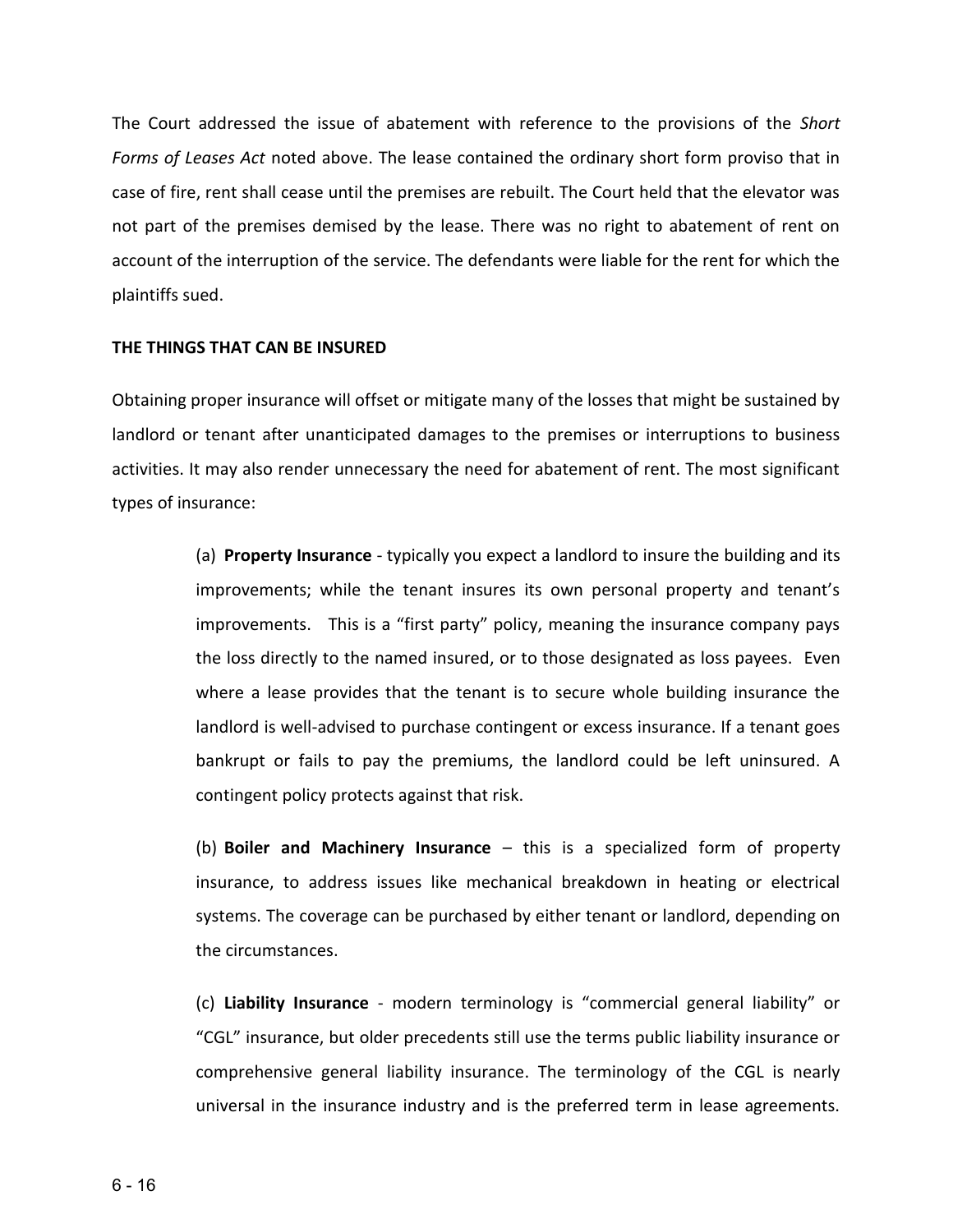The Court addressed the issue of abatement with reference to the provisions of the *Short Forms of Leases Act* noted above. The lease contained the ordinary short form proviso that in case of fire, rent shall cease until the premises are rebuilt. The Court held that the elevator was not part of the premises demised by the lease. There was no right to abatement of rent on account of the interruption of the service. The defendants were liable for the rent for which the plaintiffs sued.

**THE THINGS THAT CAN BE INSURED**

Obtaining proper insurance will offset or mitigate many of the losses that might be sustained by landlord or tenant after unanticipated damages to the premises or interruptions to business activities. It may also render unnecessary the need for abatement of rent. The most significant types of insurance:

(a) **Property Insurance** - typically you expect a landlord to insure the building and its improvements; while the tenant insures its own personal property and tenant's improvements. This is a "first party" policy, meaning the insurance company pays the loss directly to the named insured, or to those designated as loss payees. Even where a lease provides that the tenant is to secure whole building insurance the landlord is well-advised to purchase contingent or excess insurance. If a tenant goes bankrupt or fails to pay the premiums, the landlord could be left uninsured. A contingent policy protects against that risk.

(b) **Boiler and Machinery Insurance** – this is a specialized form of property insurance, to address issues like mechanical breakdown in heating or electrical systems. The coverage can be purchased by either tenant or landlord, depending on the circumstances.

(c) **Liability Insurance** - modern terminology is "commercial general liability" or "CGL" insurance, but older precedents still use the terms public liability insurance or comprehensive general liability insurance. The terminology of the CGL is nearly universal in the insurance industry and is the preferred term in lease agreements.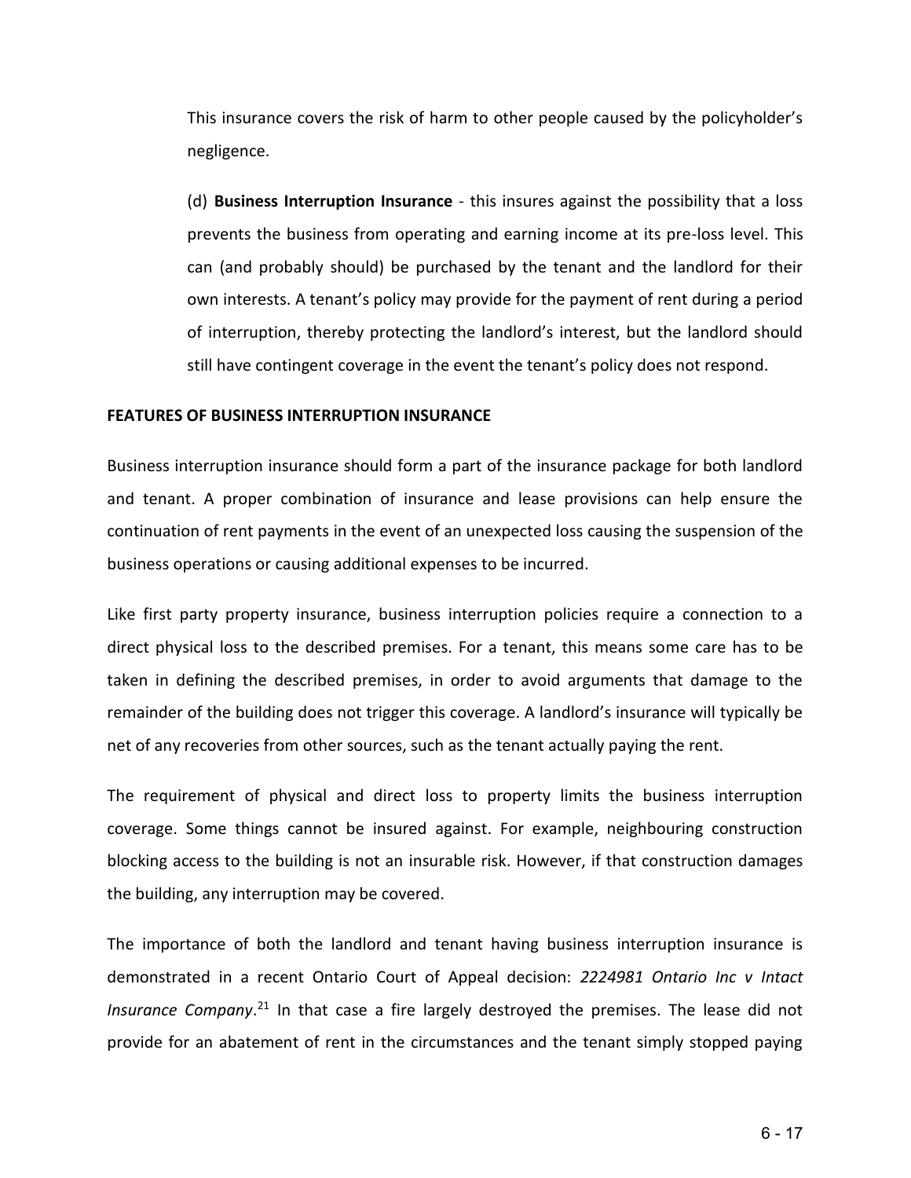This insurance covers the risk of harm to other people caused by the policyholder's negligence.

(d) **Business Interruption Insurance** - this insures against the possibility that a loss prevents the business from operating and earning income at its pre-loss level. This can (and probably should) be purchased by the tenant and the landlord for their own interests. A tenant's policy may provide for the payment of rent during a period of interruption, thereby protecting the landlord's interest, but the landlord should still have contingent coverage in the event the tenant's policy does not respond.

**FEATURES OF BUSINESS INTERRUPTION INSURANCE**

Business interruption insurance should form a part of the insurance package for both landlord and tenant. A proper combination of insurance and lease provisions can help ensure the continuation of rent payments in the event of an unexpected loss causing the suspension of the business operations or causing additional expenses to be incurred.

Like first party property insurance, business interruption policies require a connection to a direct physical loss to the described premises. For a tenant, this means some care has to be taken in defining the described premises, in order to avoid arguments that damage to the remainder of the building does not trigger this coverage. A landlord's insurance will typically be net of any recoveries from other sources, such as the tenant actually paying the rent.

The requirement of physical and direct loss to property limits the business interruption coverage. Some things cannot be insured against. For example, neighbouring construction blocking access to the building is not an insurable risk. However, if that construction damages the building, any interruption may be covered.

The importance of both the landlord and tenant having business interruption insurance is demonstrated in a recent Ontario Court of Appeal decision: *2224981 Ontario Inc v Intact Insurance Company*.[21] In that case a fire largely destroyed the premises. The lease did not provide for an abatement of rent in the circumstances and the tenant simply stopped paying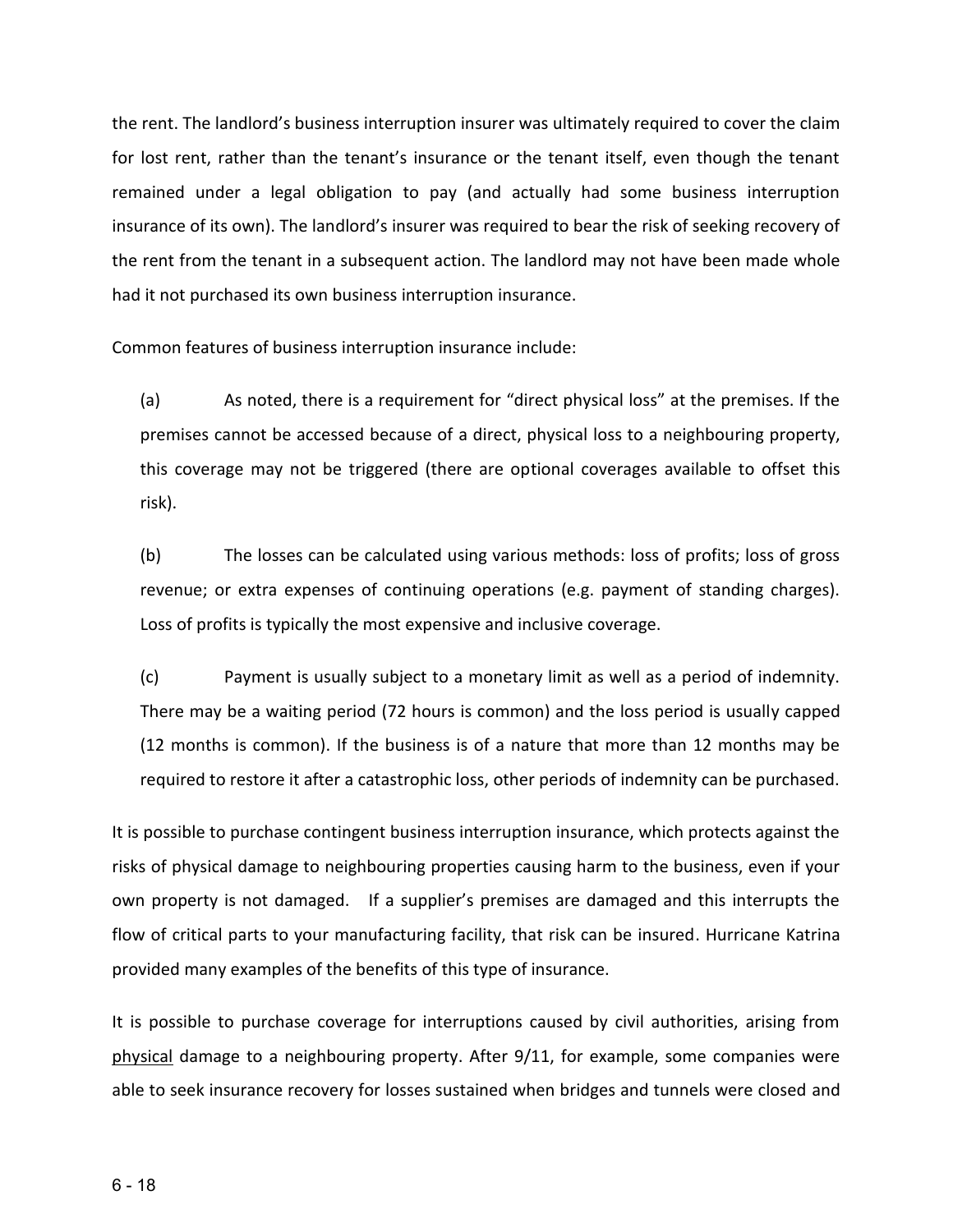the rent. The landlord's business interruption insurer was ultimately required to cover the claim for lost rent, rather than the tenant's insurance or the tenant itself, even though the tenant remained under a legal obligation to pay (and actually had some business interruption insurance of its own). The landlord's insurer was required to bear the risk of seeking recovery of the rent from the tenant in a subsequent action. The landlord may not have been made whole had it not purchased its own business interruption insurance.

Common features of business interruption insurance include:

(a) As noted, there is a requirement for "direct physical loss" at the premises. If the premises cannot be accessed because of a direct, physical loss to a neighbouring property, this coverage may not be triggered (there are optional coverages available to offset this risk).

(b) The losses can be calculated using various methods: loss of profits; loss of gross revenue; or extra expenses of continuing operations (e.g. payment of standing charges). Loss of profits is typically the most expensive and inclusive coverage.

(c) Payment is usually subject to a monetary limit as well as a period of indemnity. There may be a waiting period (72 hours is common) and the loss period is usually capped (12 months is common). If the business is of a nature that more than 12 months may be required to restore it after a catastrophic loss, other periods of indemnity can be purchased.

It is possible to purchase contingent business interruption insurance, which protects against the risks of physical damage to neighbouring properties causing harm to the business, even if your own property is not damaged. If a supplier's premises are damaged and this interrupts the flow of critical parts to your manufacturing facility, that risk can be insured. Hurricane Katrina provided many examples of the benefits of this type of insurance.

It is possible to purchase coverage for interruptions caused by civil authorities, arising from <u>physical</u> damage to a neighbouring property. After 9/11, for example, some companies were able to seek insurance recovery for losses sustained when bridges and tunnels were closed and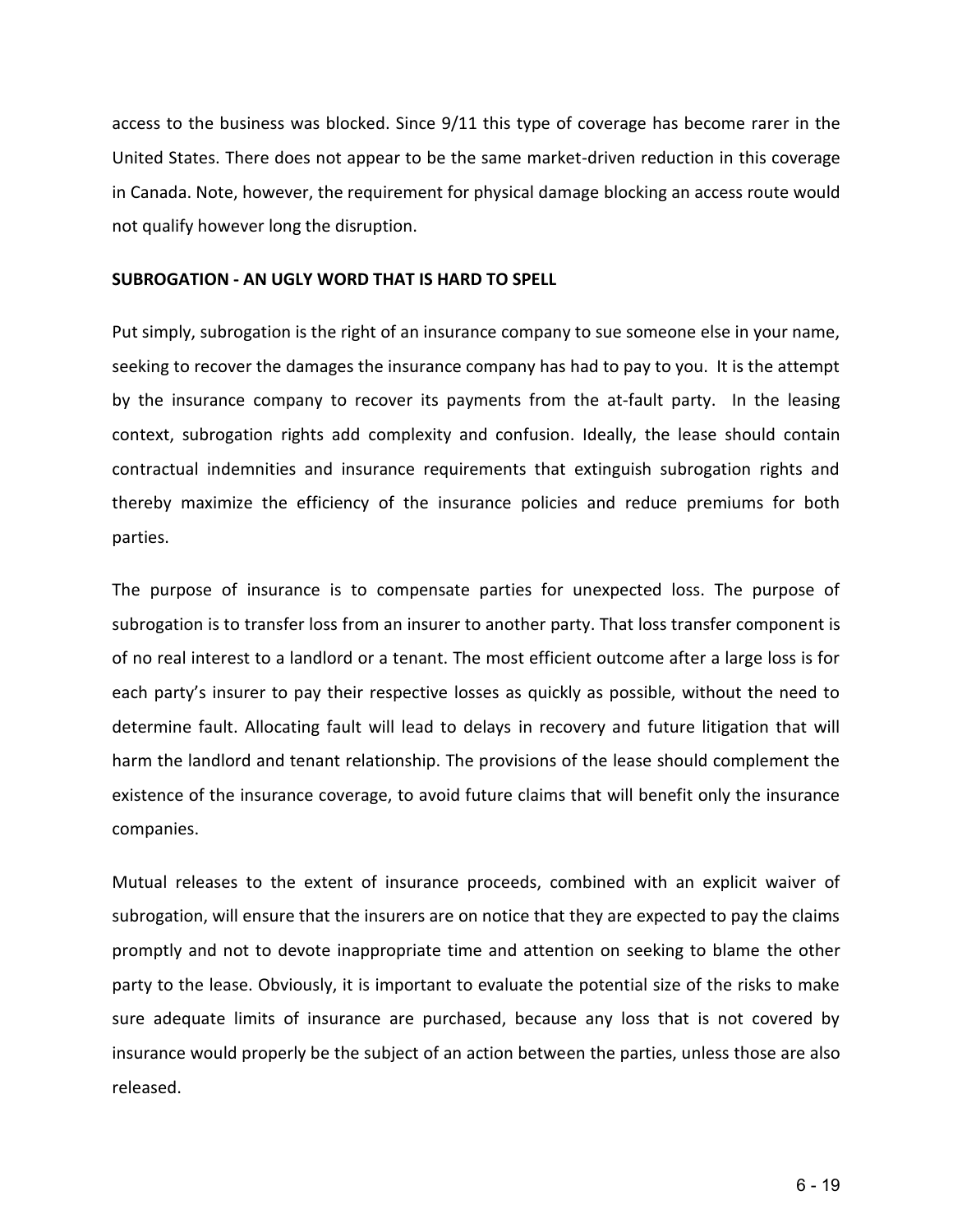access to the business was blocked. Since 9/11 this type of coverage has become rarer in the United States. There does not appear to be the same market-driven reduction in this coverage in Canada. Note, however, the requirement for physical damage blocking an access route would not qualify however long the disruption.

**SUBROGATION - AN UGLY WORD THAT IS HARD TO SPELL**

Put simply, subrogation is the right of an insurance company to sue someone else in your name, seeking to recover the damages the insurance company has had to pay to you. It is the attempt by the insurance company to recover its payments from the at-fault party. In the leasing context, subrogation rights add complexity and confusion. Ideally, the lease should contain contractual indemnities and insurance requirements that extinguish subrogation rights and thereby maximize the efficiency of the insurance policies and reduce premiums for both parties.

The purpose of insurance is to compensate parties for unexpected loss. The purpose of subrogation is to transfer loss from an insurer to another party. That loss transfer component is of no real interest to a landlord or a tenant. The most efficient outcome after a large loss is for each party's insurer to pay their respective losses as quickly as possible, without the need to determine fault. Allocating fault will lead to delays in recovery and future litigation that will harm the landlord and tenant relationship. The provisions of the lease should complement the existence of the insurance coverage, to avoid future claims that will benefit only the insurance companies.

Mutual releases to the extent of insurance proceeds, combined with an explicit waiver of subrogation, will ensure that the insurers are on notice that they are expected to pay the claims promptly and not to devote inappropriate time and attention on seeking to blame the other party to the lease. Obviously, it is important to evaluate the potential size of the risks to make sure adequate limits of insurance are purchased, because any loss that is not covered by insurance would properly be the subject of an action between the parties, unless those are also released.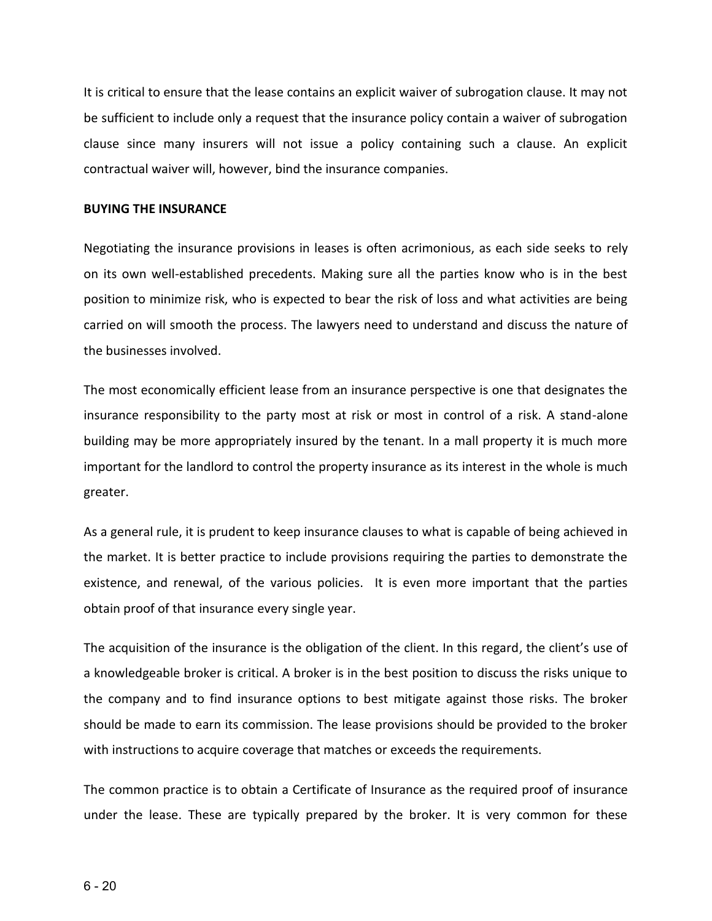It is critical to ensure that the lease contains an explicit waiver of subrogation clause. It may not be sufficient to include only a request that the insurance policy contain a waiver of subrogation clause since many insurers will not issue a policy containing such a clause. An explicit contractual waiver will, however, bind the insurance companies.

**BUYING THE INSURANCE**

Negotiating the insurance provisions in leases is often acrimonious, as each side seeks to rely on its own well-established precedents. Making sure all the parties know who is in the best position to minimize risk, who is expected to bear the risk of loss and what activities are being carried on will smooth the process. The lawyers need to understand and discuss the nature of the businesses involved.

The most economically efficient lease from an insurance perspective is one that designates the insurance responsibility to the party most at risk or most in control of a risk. A stand-alone building may be more appropriately insured by the tenant. In a mall property it is much more important for the landlord to control the property insurance as its interest in the whole is much greater.

As a general rule, it is prudent to keep insurance clauses to what is capable of being achieved in the market. It is better practice to include provisions requiring the parties to demonstrate the existence, and renewal, of the various policies. It is even more important that the parties obtain proof of that insurance every single year.

The acquisition of the insurance is the obligation of the client. In this regard, the client's use of a knowledgeable broker is critical. A broker is in the best position to discuss the risks unique to the company and to find insurance options to best mitigate against those risks. The broker should be made to earn its commission. The lease provisions should be provided to the broker with instructions to acquire coverage that matches or exceeds the requirements.

The common practice is to obtain a Certificate of Insurance as the required proof of insurance under the lease. These are typically prepared by the broker. It is very common for these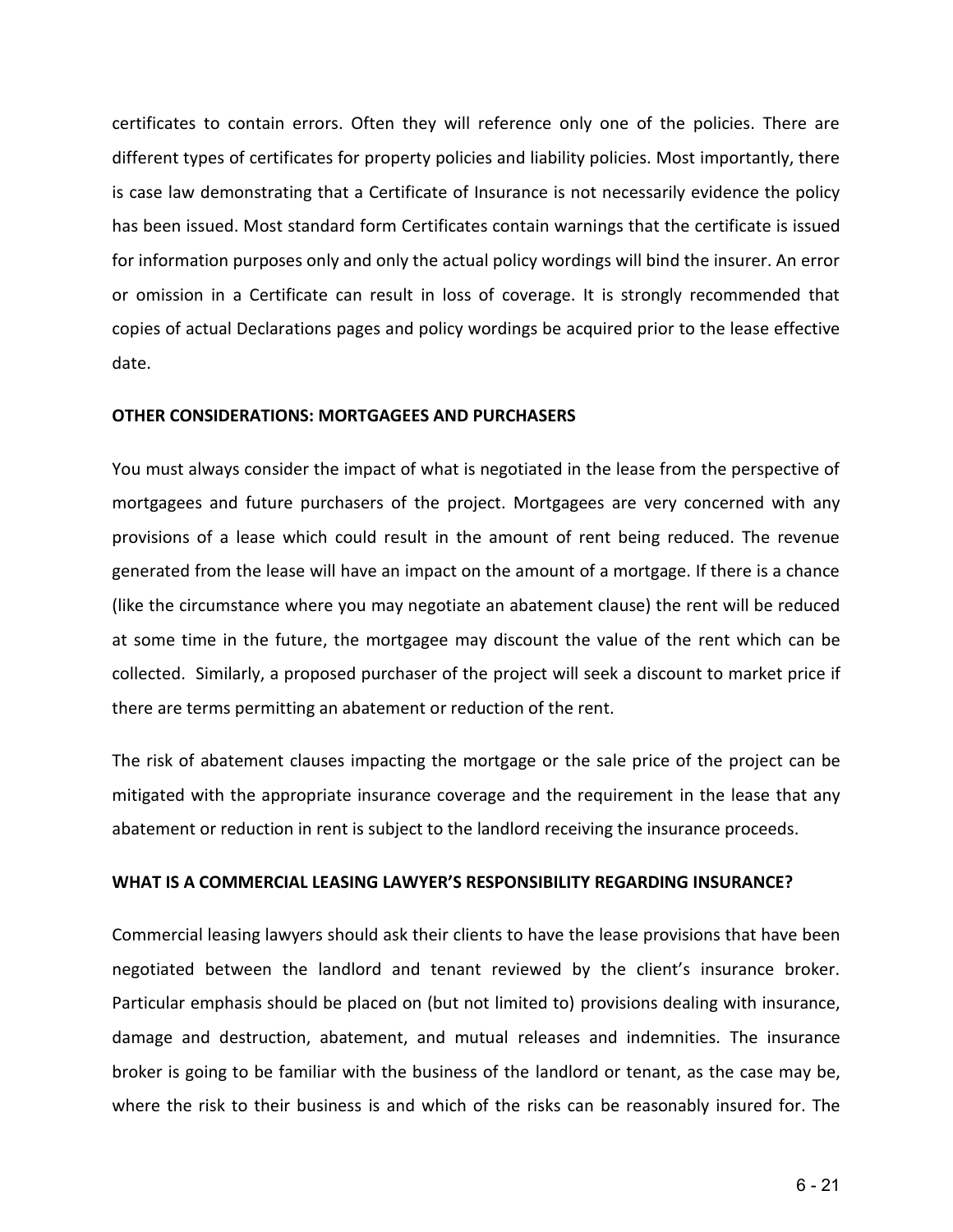certificates to contain errors. Often they will reference only one of the policies. There are different types of certificates for property policies and liability policies. Most importantly, there is case law demonstrating that a Certificate of Insurance is not necessarily evidence the policy has been issued. Most standard form Certificates contain warnings that the certificate is issued for information purposes only and only the actual policy wordings will bind the insurer. An error or omission in a Certificate can result in loss of coverage. It is strongly recommended that copies of actual Declarations pages and policy wordings be acquired prior to the lease effective date.

**OTHER CONSIDERATIONS: MORTGAGEES AND PURCHASERS**

You must always consider the impact of what is negotiated in the lease from the perspective of mortgagees and future purchasers of the project. Mortgagees are very concerned with any provisions of a lease which could result in the amount of rent being reduced. The revenue generated from the lease will have an impact on the amount of a mortgage. If there is a chance (like the circumstance where you may negotiate an abatement clause) the rent will be reduced at some time in the future, the mortgagee may discount the value of the rent which can be collected. Similarly, a proposed purchaser of the project will seek a discount to market price if there are terms permitting an abatement or reduction of the rent.

The risk of abatement clauses impacting the mortgage or the sale price of the project can be mitigated with the appropriate insurance coverage and the requirement in the lease that any abatement or reduction in rent is subject to the landlord receiving the insurance proceeds.

**WHAT IS A COMMERCIAL LEASING LAWYER'S RESPONSIBILITY REGARDING INSURANCE?**

Commercial leasing lawyers should ask their clients to have the lease provisions that have been negotiated between the landlord and tenant reviewed by the client's insurance broker. Particular emphasis should be placed on (but not limited to) provisions dealing with insurance, damage and destruction, abatement, and mutual releases and indemnities. The insurance broker is going to be familiar with the business of the landlord or tenant, as the case may be, where the risk to their business is and which of the risks can be reasonably insured for. The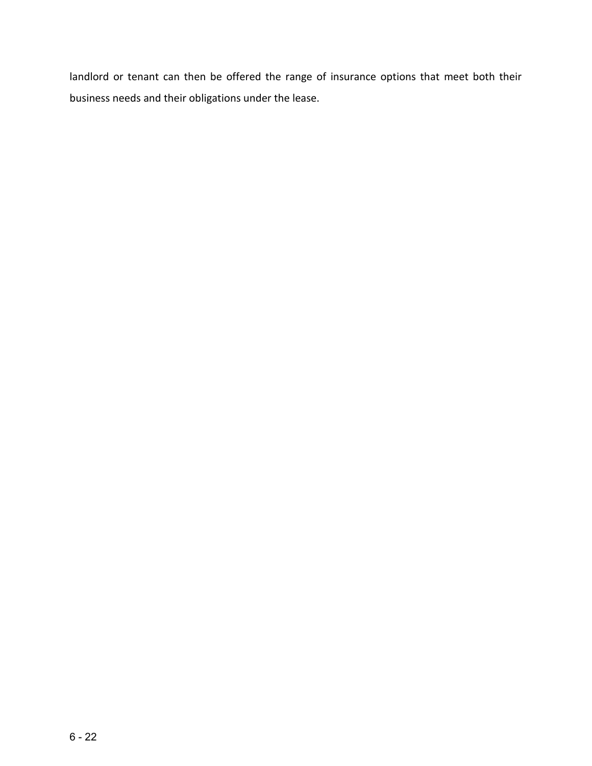landlord or tenant can then be offered the range of insurance options that meet both their business needs and their obligations under the lease.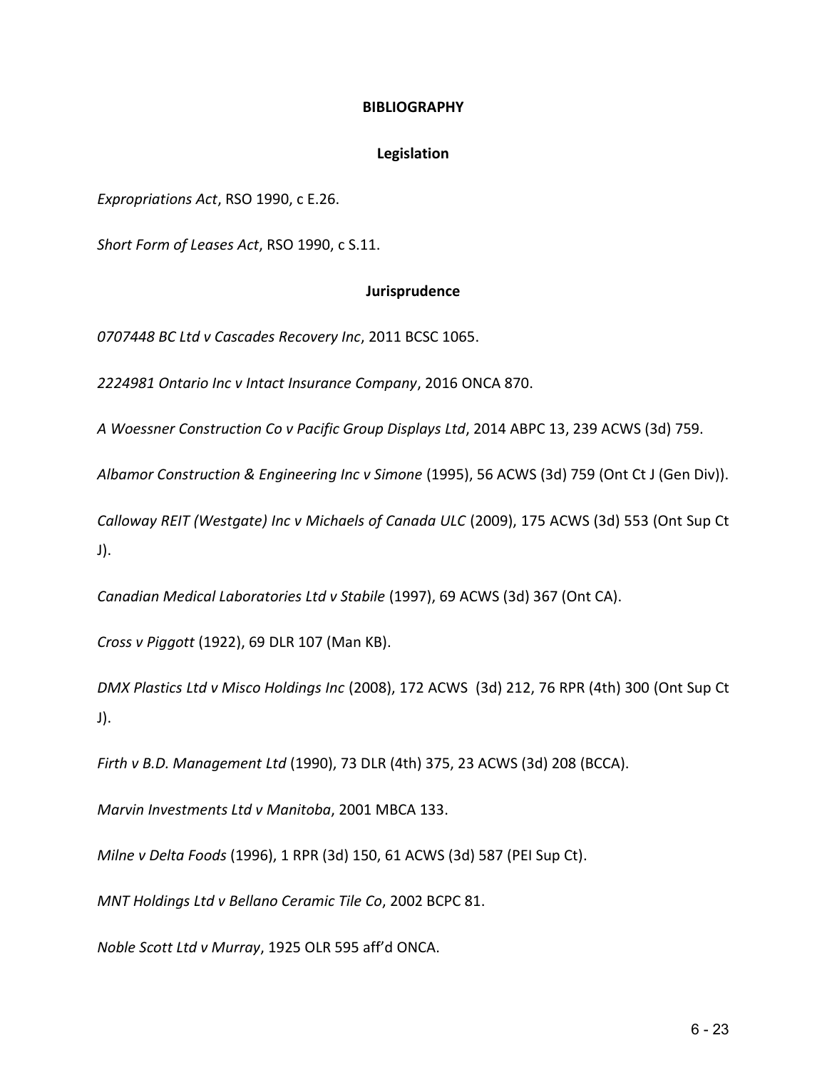# BIBLIOGRAPHY

## Legislation

*Expropriations Act*, RSO 1990, c E.26.

*Short Form of Leases Act*, RSO 1990, c S.11.

## Jurisprudence

*0707448 BC Ltd v Cascades Recovery Inc*, 2011 BCSC 1065.

*2224981 Ontario Inc v Intact Insurance Company*, 2016 ONCA 870.

*A Woessner Construction Co v Pacific Group Displays Ltd*, 2014 ABPC 13, 239 ACWS (3d) 759.

*Albamor Construction & Engineering Inc v Simone* (1995), 56 ACWS (3d) 759 (Ont Ct J (Gen Div)).

*Calloway REIT (Westgate) Inc v Michaels of Canada ULC* (2009), 175 ACWS (3d) 553 (Ont Sup Ct J).

*Canadian Medical Laboratories Ltd v Stabile* (1997), 69 ACWS (3d) 367 (Ont CA).

*Cross v Piggott* (1922), 69 DLR 107 (Man KB).

*DMX Plastics Ltd v Misco Holdings Inc* (2008), 172 ACWS (3d) 212, 76 RPR (4th) 300 (Ont Sup Ct J).

*Firth v B.D. Management Ltd* (1990), 73 DLR (4th) 375, 23 ACWS (3d) 208 (BCCA).

*Marvin Investments Ltd v Manitoba*, 2001 MBCA 133.

*Milne v Delta Foods* (1996), 1 RPR (3d) 150, 61 ACWS (3d) 587 (PEI Sup Ct).

*MNT Holdings Ltd v Bellano Ceramic Tile Co*, 2002 BCPC 81.

*Noble Scott Ltd v Murray*, 1925 OLR 595 aff'd ONCA.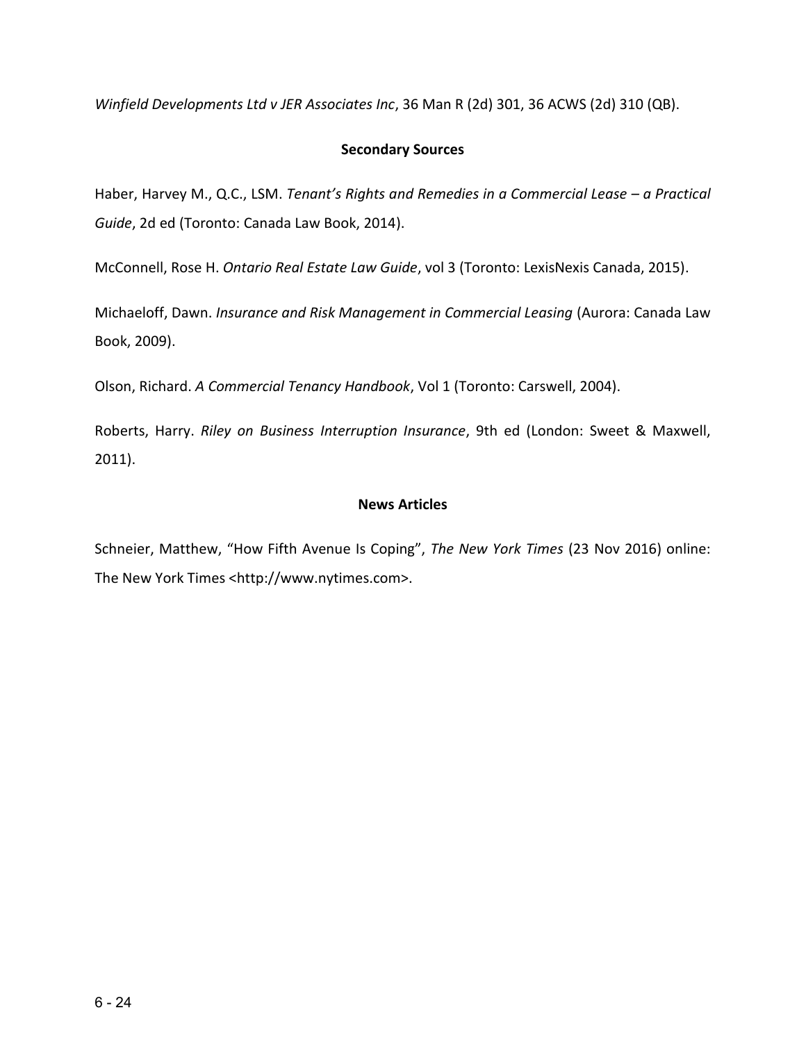*Winfield Developments Ltd v JER Associates Inc*, 36 Man R (2d) 301, 36 ACWS (2d) 310 (QB).

### Secondary Sources

Haber, Harvey M., Q.C., LSM. *Tenant's Rights and Remedies in a Commercial Lease – a Practical Guide*, 2d ed (Toronto: Canada Law Book, 2014).

McConnell, Rose H. *Ontario Real Estate Law Guide*, vol 3 (Toronto: LexisNexis Canada, 2015).

Michaeloff, Dawn. *Insurance and Risk Management in Commercial Leasing* (Aurora: Canada Law Book, 2009).

Olson, Richard. *A Commercial Tenancy Handbook*, Vol 1 (Toronto: Carswell, 2004).

Roberts, Harry. *Riley on Business Interruption Insurance*, 9th ed (London: Sweet & Maxwell, 2011).

### News Articles

Schneier, Matthew, "How Fifth Avenue Is Coping", *The New York Times* (23 Nov 2016) online: The New York Times <http://www.nytimes.com>.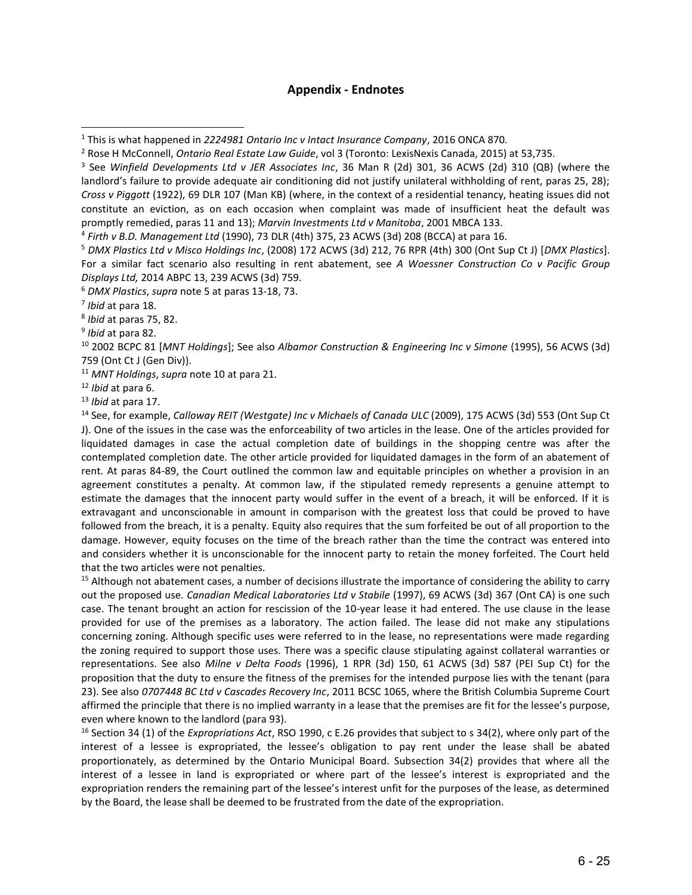## Appendix - Endnotes

[1] This is what happened in *2224981 Ontario Inc v Intact Insurance Company*, 2016 ONCA 870.

[2] Rose H McConnell, *Ontario Real Estate Law Guide*, vol 3 (Toronto: LexisNexis Canada, 2015) at 53,735.

[3] See *Winfield Developments Ltd v JER Associates Inc*, 36 Man R (2d) 301, 36 ACWS (2d) 310 (QB) (where the landlord's failure to provide adequate air conditioning did not justify unilateral withholding of rent, paras 25, 28); *Cross v Piggott* (1922), 69 DLR 107 (Man KB) (where, in the context of a residential tenancy, heating issues did not constitute an eviction, as on each occasion when complaint was made of insufficient heat the default was promptly remedied, paras 11 and 13); *Marvin Investments Ltd v Manitoba*, 2001 MBCA 133.

[4] *Firth v B.D. Management Ltd* (1990), 73 DLR (4th) 375, 23 ACWS (3d) 208 (BCCA) at para 16.

[5] *DMX Plastics Ltd v Misco Holdings Inc*, (2008) 172 ACWS (3d) 212, 76 RPR (4th) 300 (Ont Sup Ct J) [*DMX Plastics*]. For a similar fact scenario also resulting in rent abatement, see *A Woessner Construction Co v Pacific Group Displays Ltd,* 2014 ABPC 13, 239 ACWS (3d) 759.

[6] *DMX Plastics*, *supra* note 5 at paras 13-18, 73.

[7] *Ibid* at para 18.

[8] *Ibid* at paras 75, 82.

[9] *Ibid* at para 82.

[10] 2002 BCPC 81 [*MNT Holdings*]; See also *Albamor Construction & Engineering Inc v Simone* (1995), 56 ACWS (3d) 759 (Ont Ct J (Gen Div)).

[11] *MNT Holdings*, *supra* note 10 at para 21.

[12] *Ibid* at para 6.

[13] *Ibid* at para 17.

[14] See, for example, *Calloway REIT (Westgate) Inc v Michaels of Canada ULC* (2009), 175 ACWS (3d) 553 (Ont Sup Ct J). One of the issues in the case was the enforceability of two articles in the lease. One of the articles provided for liquidated damages in case the actual completion date of buildings in the shopping centre was after the contemplated completion date. The other article provided for liquidated damages in the form of an abatement of rent. At paras 84-89, the Court outlined the common law and equitable principles on whether a provision in an agreement constitutes a penalty. At common law, if the stipulated remedy represents a genuine attempt to estimate the damages that the innocent party would suffer in the event of a breach, it will be enforced. If it is extravagant and unconscionable in amount in comparison with the greatest loss that could be proved to have followed from the breach, it is a penalty. Equity also requires that the sum forfeited be out of all proportion to the damage. However, equity focuses on the time of the breach rather than the time the contract was entered into and considers whether it is unconscionable for the innocent party to retain the money forfeited. The Court held that the two articles were not penalties.

[15] Although not abatement cases, a number of decisions illustrate the importance of considering the ability to carry out the proposed use. *Canadian Medical Laboratories Ltd v Stabile* (1997), 69 ACWS (3d) 367 (Ont CA) is one such case. The tenant brought an action for rescission of the 10-year lease it had entered. The use clause in the lease provided for use of the premises as a laboratory. The action failed. The lease did not make any stipulations concerning zoning. Although specific uses were referred to in the lease, no representations were made regarding the zoning required to support those uses. There was a specific clause stipulating against collateral warranties or representations. See also *Milne v Delta Foods* (1996), 1 RPR (3d) 150, 61 ACWS (3d) 587 (PEI Sup Ct) for the proposition that the duty to ensure the fitness of the premises for the intended purpose lies with the tenant (para 23). See also *0707448 BC Ltd v Cascades Recovery Inc*, 2011 BCSC 1065, where the British Columbia Supreme Court affirmed the principle that there is no implied warranty in a lease that the premises are fit for the lessee's purpose, even where known to the landlord (para 93).

[16] Section 34 (1) of the *Expropriations Act*, RSO 1990, c E.26 provides that subject to s 34(2), where only part of the interest of a lessee is expropriated, the lessee's obligation to pay rent under the lease shall be abated proportionately, as determined by the Ontario Municipal Board. Subsection 34(2) provides that where all the interest of a lessee in land is expropriated or where part of the lessee's interest is expropriated and the expropriation renders the remaining part of the lessee's interest unfit for the purposes of the lease, as determined by the Board, the lease shall be deemed to be frustrated from the date of the expropriation.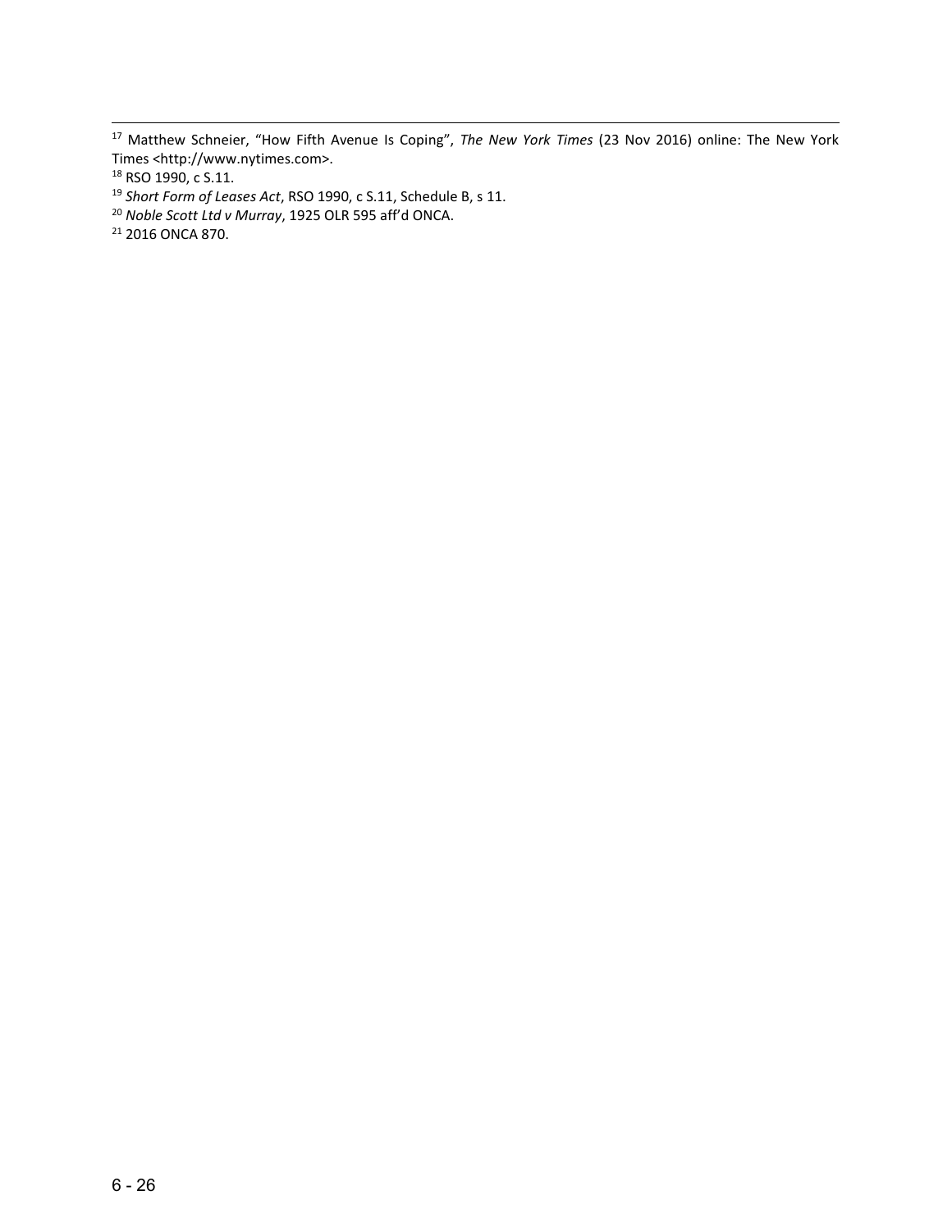[17] Matthew Schneier, “How Fifth Avenue Is Coping”, *The New York Times* (23 Nov 2016) online: The New York Times <http://www.nytimes.com>.

[18] RSO 1990, c S.11.

[19] *Short Form of Leases Act*, RSO 1990, c S.11, Schedule B, s 11.

[20] *Noble Scott Ltd v Murray*, 1925 OLR 595 aff’d ONCA.

[21] 2016 ONCA 870.